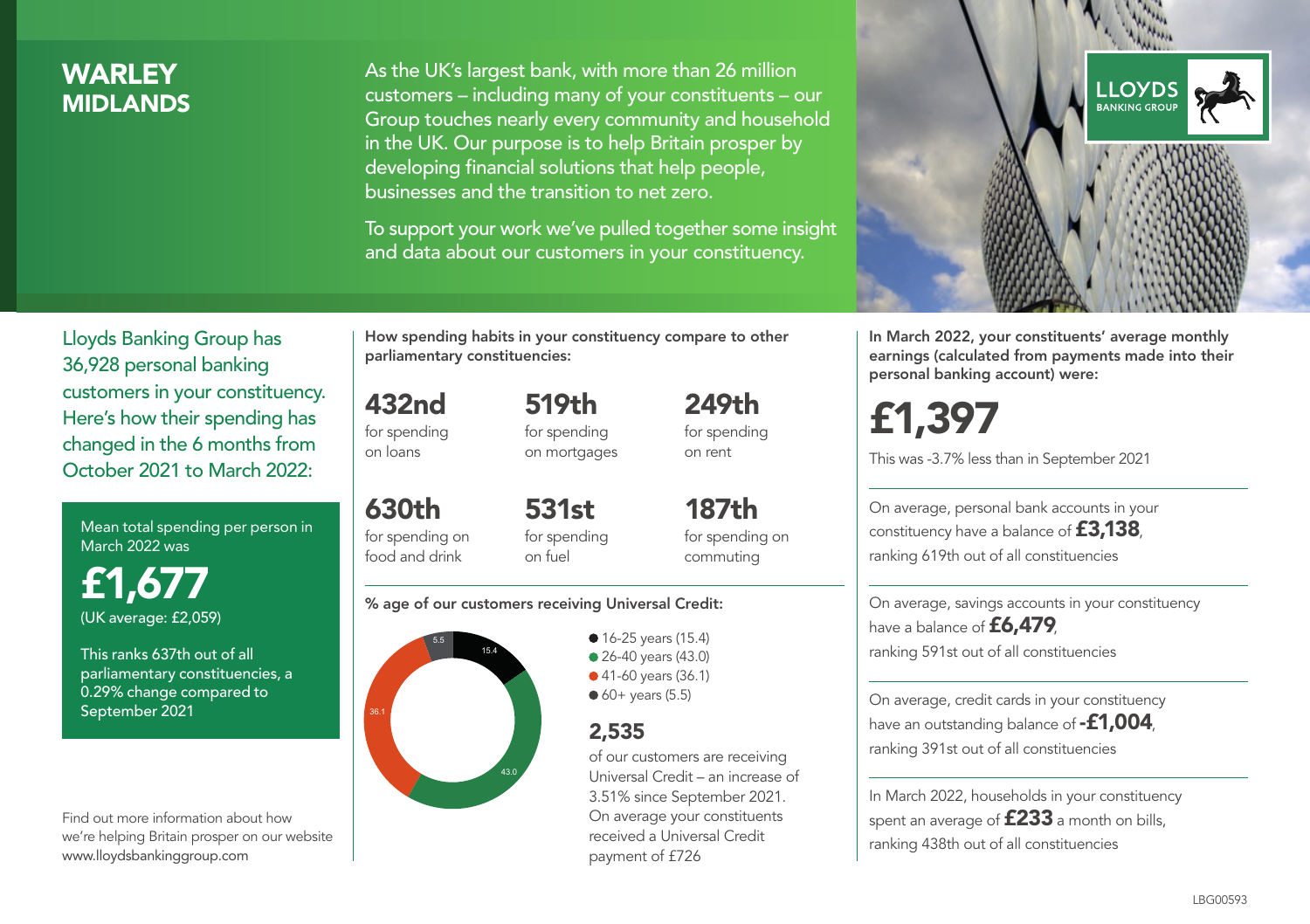# WARLEY
## MIDLANDS

As the UK's largest bank, with more than 26 million customers – including many of your constituents – our Group touches nearly every community and household in the UK. Our purpose is to help Britain prosper by developing financial solutions that help people, businesses and the transition to net zero.

To support your work we've pulled together some insight and data about our customers in your constituency.

Lloyds Banking Group has 36,928 personal banking customers in your constituency. Here's how their spending has changed in the 6 months from October 2021 to March 2022:

Mean total spending per person in March 2022 was

**£1,677**
(UK average: £2,059)

This ranks 637th out of all parliamentary constituencies, a 0.29% change compared to September 2021

Find out more information about how we're helping Britain prosper on our website www.lloydsbankinggroup.com

How spending habits in your constituency compare to other parliamentary constituencies:

**432nd** for spending on loans

**519th** for spending on mortgages

**249th** for spending on rent

**630th** for spending on food and drink

**531st** for spending on fuel

**187th** for spending on commuting

% age of our customers receiving Universal Credit:

- 16-25 years (15.4)
- 26-40 years (43.0)
- 41-60 years (36.1)
- 60+ years (5.5)

**2,535** of our customers are receiving Universal Credit – an increase of 3.51% since September 2021. On average your constituents received a Universal Credit payment of £726

In March 2022, your constituents' average monthly earnings (calculated from payments made into their personal banking account) were:

**£1,397**

This was -3.7% less than in September 2021

On average, personal bank accounts in your constituency have a balance of **£3,138**, ranking 619th out of all constituencies

On average, savings accounts in your constituency have a balance of **£6,479**, ranking 591st out of all constituencies

On average, credit cards in your constituency have an outstanding balance of **-£1,004**, ranking 391st out of all constituencies

In March 2022, households in your constituency spent an average of **£233** a month on bills, ranking 438th out of all constituencies

LBG00593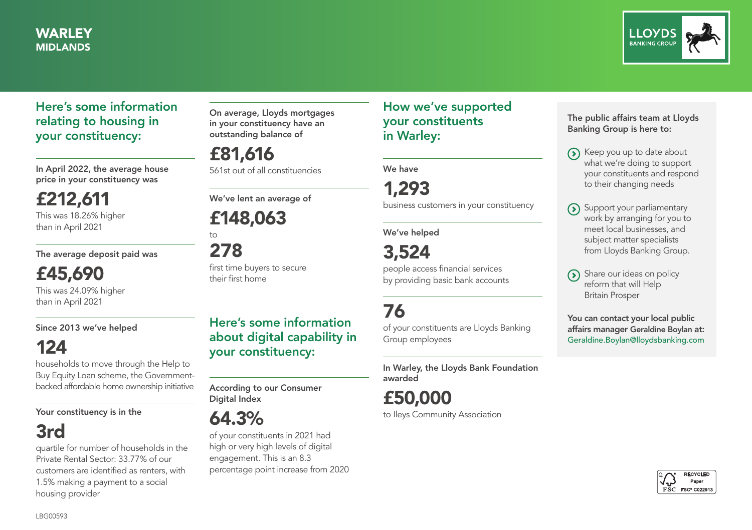# WARLEY
## MIDLANDS

## Here's some information relating to housing in your constituency:

**In April 2022, the average house price in your constituency was**

**£212,611**

This was 18.26% higher than in April 2021

**The average deposit paid was**

**£45,690**

This was 24.09% higher than in April 2021

**Since 2013 we've helped**

**124**

households to move through the Help to Buy Equity Loan scheme, the Government-backed affordable home ownership initiative

**Your constituency is in the**

**3rd**

quartile for number of households in the Private Rental Sector: 33.77% of our customers are identified as renters, with 1.5% making a payment to a social housing provider

**On average, Lloyds mortgages in your constituency have an outstanding balance of**

**£81,616**

561st out of all constituencies

**We've lent an average of**

**£148,063**

to

**278**

first time buyers to secure their first home

## Here's some information about digital capability in your constituency:

**According to our Consumer Digital Index**

**64.3%**

of your constituents in 2021 had high or very high levels of digital engagement. This is an 8.3 percentage point increase from 2020

## How we've supported your constituents in Warley:

**We have**

**1,293**

business customers in your constituency

**We've helped**

**3,524**

people access financial services by providing basic bank accounts

**76**

of your constituents are Lloyds Banking Group employees

**In Warley, the Lloyds Bank Foundation awarded**

**£50,000**

to Ileys Community Association

**The public affairs team at Lloyds Banking Group is here to:**

- Keep you up to date about what we're doing to support your constituents and respond to their changing needs
- Support your parliamentary work by arranging for you to meet local businesses, and subject matter specialists from Lloyds Banking Group.
- Share our ideas on policy reform that will Help Britain Prosper

**You can contact your local public affairs manager Geraldine Boylan at:**
Geraldine.Boylan@lloydsbanking.com

LBG00593